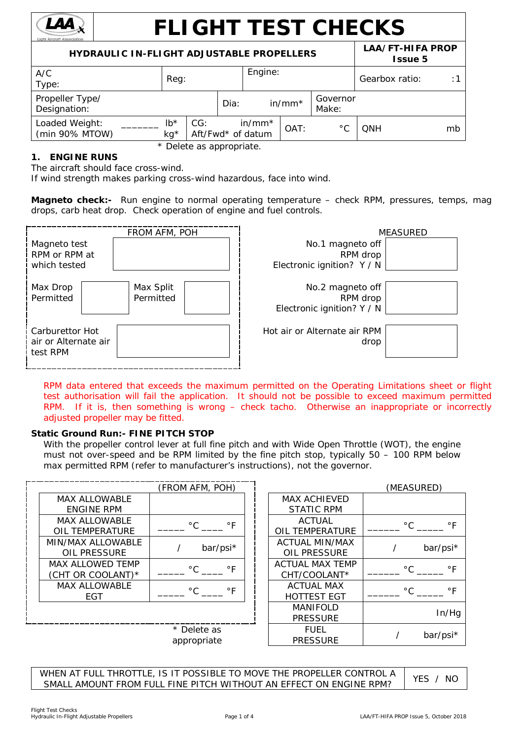# FLIGHT TEST CHECKS

| **HYDRAULIC IN-FLIGHT ADJUSTABLE PROPELLERS** | **LAA/FT-HIFA PROP Issue 5** |
|---|---|

| A/C Type: | Reg: | Engine: | Gearbox ratio: :1 |
|---|---|---|---|
| Propeller Type/ Designation: | Dia: in/mm* | Governor Make: | |
| Loaded Weight: (min 90% MTOW) _______ lb* kg* | CG: in/mm* Aft/Fwd* of datum | OAT: °C | QNH mb |

\* Delete as appropriate.

## 1. ENGINE RUNS

The aircraft should face cross-wind.
If wind strength makes parking cross-wind hazardous, face into wind.

**Magneto check:-** Run engine to normal operating temperature – check RPM, pressures, temps, mag drops, carb heat drop. Check operation of engine and fuel controls.

| FROM AFM, POH | | | | MEASURED | |
|---|---|---|---|---|---|
| Magneto test RPM or RPM at which tested | | | | No.1 magneto off RPM drop Electronic ignition? Y / N | |
| Max Drop Permitted | | Max Split Permitted | | No.2 magneto off RPM drop Electronic ignition? Y / N | |
| Carburettor Hot air or Alternate air test RPM | | | | Hot air or Alternate air RPM drop | |

RPM data entered that exceeds the maximum permitted on the Operating Limitations sheet or flight test authorisation will fail the application. It should not be possible to exceed maximum permitted RPM. If it is, then something is wrong – check tacho. Otherwise an inappropriate or incorrectly adjusted propeller may be fitted.

### Static Ground Run:- FINE PITCH STOP

With the propeller control lever at full fine pitch and with Wide Open Throttle (WOT), the engine must not over-speed and be RPM limited by the fine pitch stop, typically 50 – 100 RPM below max permitted RPM (refer to manufacturer's instructions), not the governor.

| | (FROM AFM, POH) | | (MEASURED) |
|---|---|---|---|
| MAX ALLOWABLE ENGINE RPM | | MAX ACHIEVED STATIC RPM | |
| MAX ALLOWABLE OIL TEMPERATURE | _____ °C ____ °F | ACTUAL OIL TEMPERATURE | ______ °C _____ °F |
| MIN/MAX ALLOWABLE OIL PRESSURE | / bar/psi* | ACTUAL MIN/MAX OIL PRESSURE | / bar/psi* |
| MAX ALLOWED TEMP (CHT OR COOLANT)* | _____ °C ____ °F | ACTUAL MAX TEMP CHT/COOLANT* | ______ °C _____ °F |
| MAX ALLOWABLE EGT | _____ °C ____ °F | ACTUAL MAX HOTTEST EGT | ______ °C _____ °F |
| | | MANIFOLD PRESSURE | In/Hg |
| | | FUEL PRESSURE | / bar/psi* |

\* Delete as appropriate

| WHEN AT FULL THROTTLE, IS IT POSSIBLE TO MOVE THE PROPELLER CONTROL A SMALL AMOUNT FROM FULL FINE PITCH WITHOUT AN EFFECT ON ENGINE RPM? | YES / NO |
|---|---|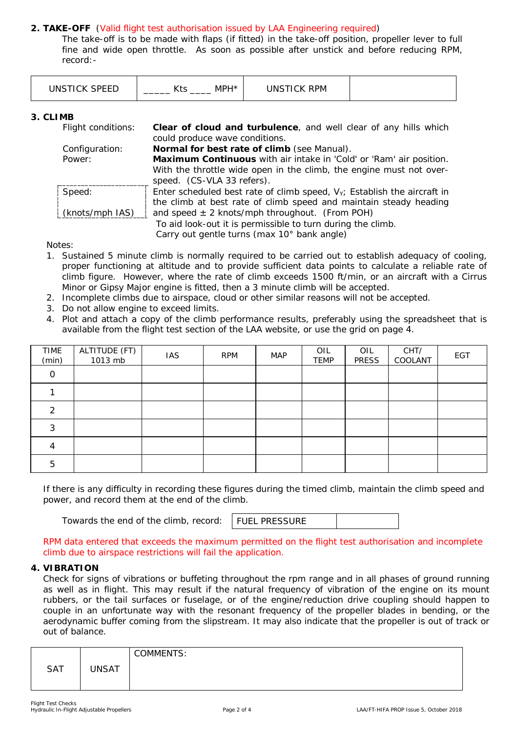**2. TAKE-OFF** (Valid flight test authorisation issued by LAA Engineering required)

The take-off is to be made with flaps (if fitted) in the take-off position, propeller lever to full fine and wide open throttle. As soon as possible after unstick and before reducing RPM, record:-

| UNSTICK SPEED | _____ Kts ____ MPH* | UNSTICK RPM | |
|---|---|---|---|

**3. CLIMB**

| | |
|---|---|
| Flight conditions: | **Clear of cloud and turbulence**, and well clear of any hills which could produce wave conditions. |
| Configuration: | **Normal for best rate of climb** (see Manual). |
| Power: | **Maximum Continuous** with air intake in 'Cold' or 'Ram' air position. With the throttle wide open in the climb, the engine must not over-speed. (CS-VLA 33 refers). |
| Speed: (knots/mph IAS) | Enter scheduled best rate of climb speed, $V_Y$; Establish the aircraft in the climb at best rate of climb speed and maintain steady heading and speed ± 2 knots/mph throughout. (From POH) To aid look-out it is permissible to turn during the climb. Carry out gentle turns (max 10° bank angle) |

Notes:

1. Sustained 5 minute climb is normally required to be carried out to establish adequacy of cooling, proper functioning at altitude and to provide sufficient data points to calculate a reliable rate of climb figure. However, where the rate of climb exceeds 1500 ft/min, or an aircraft with a Cirrus Minor or Gipsy Major engine is fitted, then a 3 minute climb will be accepted.
2. Incomplete climbs due to airspace, cloud or other similar reasons will not be accepted.
3. Do not allow engine to exceed limits.
4. Plot and attach a copy of the climb performance results, preferably using the spreadsheet that is available from the flight test section of the LAA website, or use the grid on page 4.

| TIME (min) | ALTITUDE (FT) 1013 mb | IAS | RPM | MAP | OIL TEMP | OIL PRESS | CHT/ COOLANT | EGT |
|---|---|---|---|---|---|---|---|---|
| 0 | | | | | | | | |
| 1 | | | | | | | | |
| 2 | | | | | | | | |
| 3 | | | | | | | | |
| 4 | | | | | | | | |
| 5 | | | | | | | | |

If there is any difficulty in recording these figures during the timed climb, maintain the climb speed and power, and record them at the end of the climb.

Towards the end of the climb, record:

| FUEL PRESSURE | |
|---|---|

RPM data entered that exceeds the maximum permitted on the flight test authorisation and incomplete climb due to airspace restrictions will fail the application.

**4. VIBRATION**

Check for signs of vibrations or buffeting throughout the rpm range and in all phases of ground running as well as in flight. This may result if the natural frequency of vibration of the engine on its mount rubbers, or the tail surfaces or fuselage, or of the engine/reduction drive coupling should happen to couple in an unfortunate way with the resonant frequency of the propeller blades in bending, or the aerodynamic buffer coming from the slipstream. It may also indicate that the propeller is out of track or out of balance.

| SAT | UNSAT | COMMENTS: |
|---|---|---|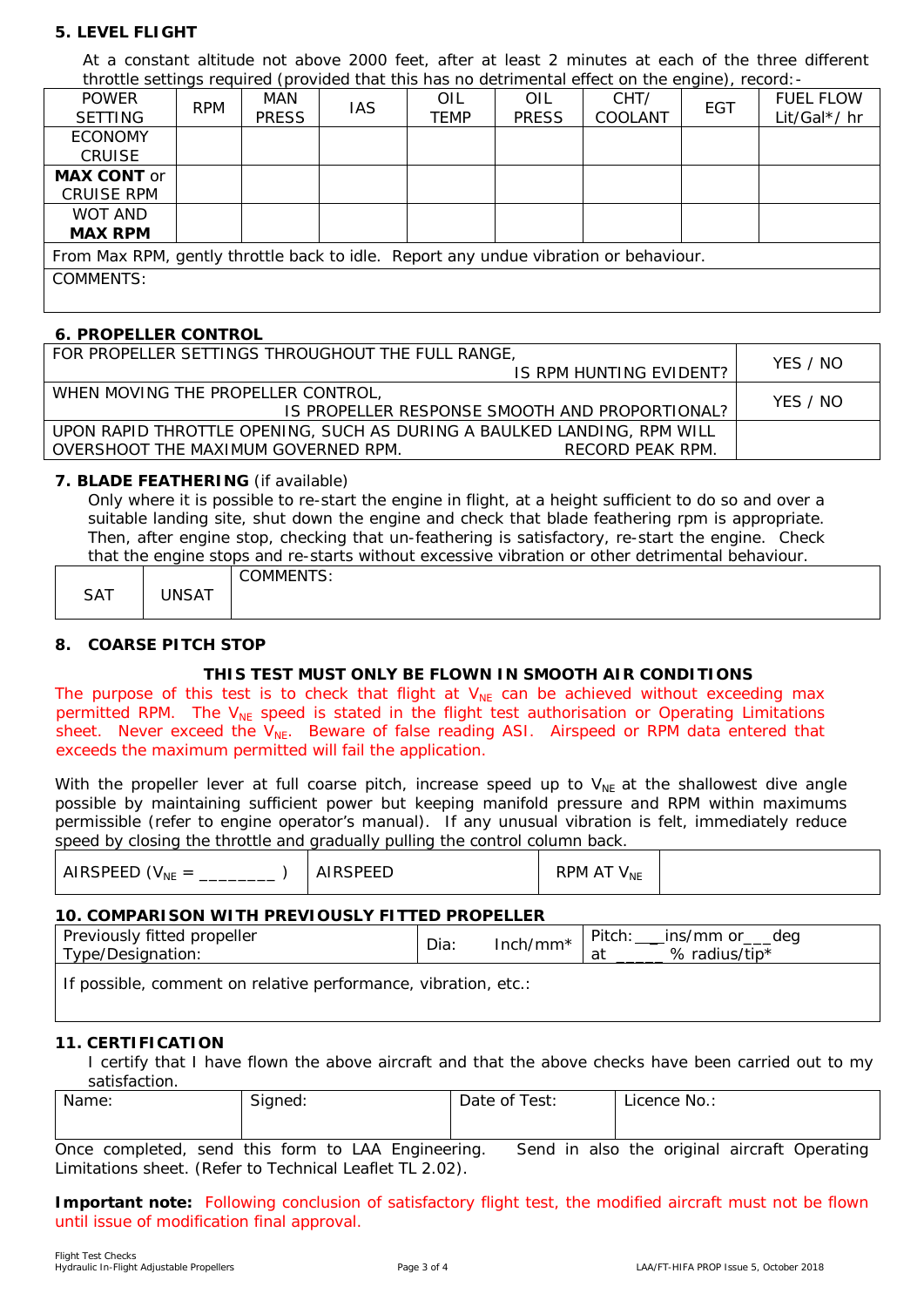### 5. LEVEL FLIGHT

At a constant altitude not above 2000 feet, after at least 2 minutes at each of the three different throttle settings required (provided that this has no detrimental effect on the engine), record:-

| POWER SETTING | RPM | MAN PRESS | IAS | OIL TEMP | OIL PRESS | CHT/ COOLANT | EGT | FUEL FLOW Lit/Gal*/ hr |
|---|---|---|---|---|---|---|---|---|
| ECONOMY CRUISE | | | | | | | | |
| **MAX CONT** or CRUISE RPM | | | | | | | | |
| WOT AND **MAX RPM** | | | | | | | | |
| From Max RPM, gently throttle back to idle. Report any undue vibration or behaviour. | | | | | | | | |
| COMMENTS: | | | | | | | | |

### 6. PROPELLER CONTROL

| | |
|---|---|
| FOR PROPELLER SETTINGS THROUGHOUT THE FULL RANGE, IS RPM HUNTING EVIDENT? | YES / NO |
| WHEN MOVING THE PROPELLER CONTROL, IS PROPELLER RESPONSE SMOOTH AND PROPORTIONAL? | YES / NO |
| UPON RAPID THROTTLE OPENING, SUCH AS DURING A BAULKED LANDING, RPM WILL OVERSHOOT THE MAXIMUM GOVERNED RPM. RECORD PEAK RPM. | |

### 7. BLADE FEATHERING (if available)

Only where it is possible to re-start the engine in flight, at a height sufficient to do so and over a suitable landing site, shut down the engine and check that blade feathering rpm is appropriate. Then, after engine stop, checking that un-feathering is satisfactory, re-start the engine. Check that the engine stops and re-starts without excessive vibration or other detrimental behaviour.

| SAT | UNSAT | COMMENTS: |
|---|---|---|

### 8. COARSE PITCH STOP

**THIS TEST MUST ONLY BE FLOWN IN SMOOTH AIR CONDITIONS**

The purpose of this test is to check that flight at $V_{NE}$ can be achieved without exceeding max permitted RPM. The $V_{NE}$ speed is stated in the flight test authorisation or Operating Limitations sheet. Never exceed the $V_{NE}$. Beware of false reading ASI. Airspeed or RPM data entered that exceeds the maximum permitted will fail the application.

With the propeller lever at full coarse pitch, increase speed up to $V_{NE}$ at the shallowest dive angle possible by maintaining sufficient power but keeping manifold pressure and RPM within maximums permissible (refer to engine operator's manual). If any unusual vibration is felt, immediately reduce speed by closing the throttle and gradually pulling the control column back.

| AIRSPEED ($V_{NE}$ = ________ ) | AIRSPEED | RPM AT $V_{NE}$ | |
|---|---|---|---|

### 10. COMPARISON WITH PREVIOUSLY FITTED PROPELLER

| Previously fitted propeller Type/Designation: | Dia: Inch/mm* | Pitch: ___ins/mm or___deg at _____ % radius/tip* |
|---|---|---|
| If possible, comment on relative performance, vibration, etc.: | | |

### 11. CERTIFICATION

I certify that I have flown the above aircraft and that the above checks have been carried out to my satisfaction.

| Name: | Signed: | Date of Test: | Licence No.: |
|---|---|---|---|

Once completed, send this form to LAA Engineering. Send in also the original aircraft Operating Limitations sheet. (Refer to Technical Leaflet TL 2.02).

**Important note:** Following conclusion of satisfactory flight test, the modified aircraft must not be flown until issue of modification final approval.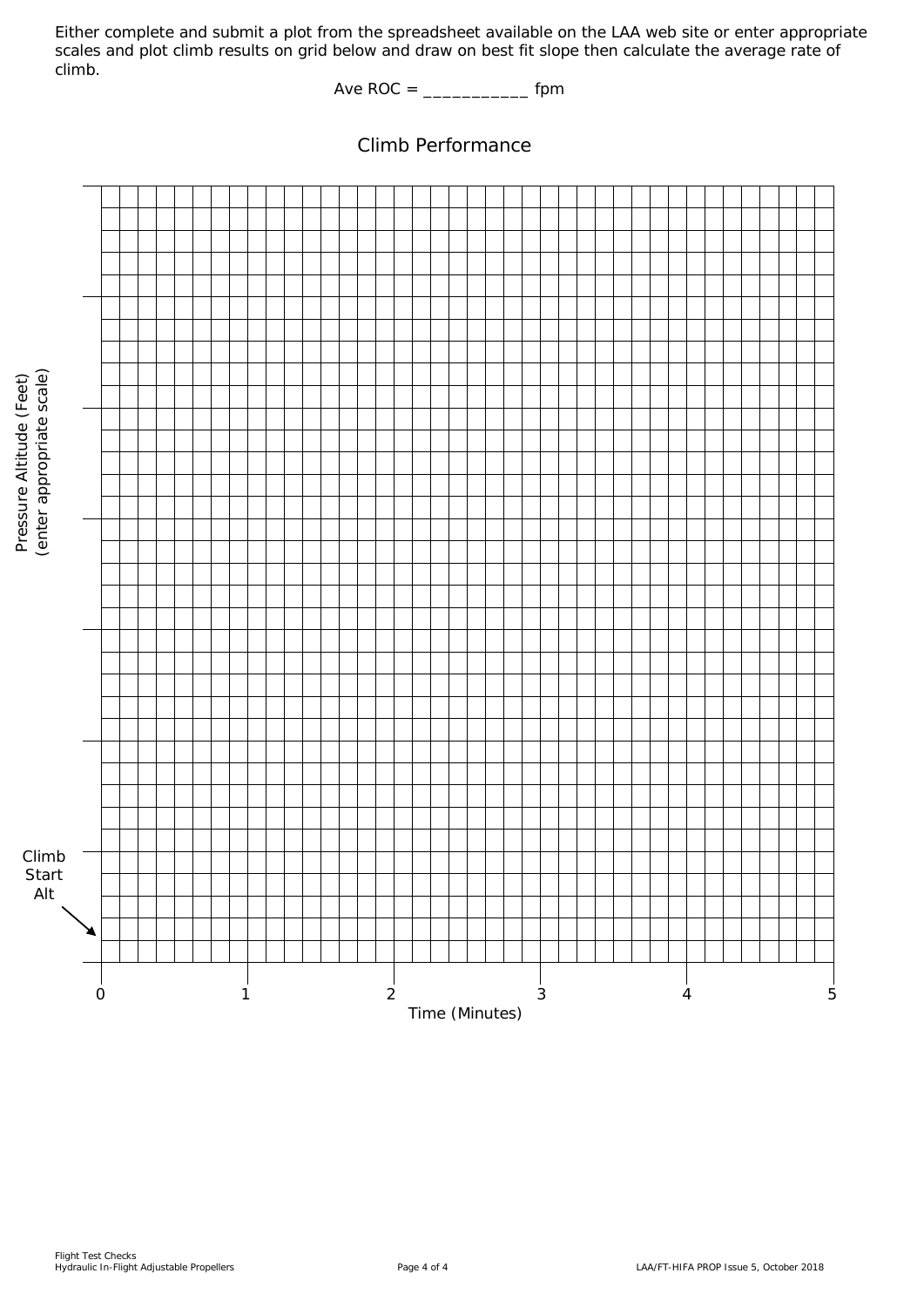Either complete and submit a plot from the spreadsheet available on the LAA web site or enter appropriate scales and plot climb results on grid below and draw on best fit slope then calculate the average rate of climb.

Ave ROC = ___________ fpm

Climb Performance

Pressure Altitude (Feet)
(enter appropriate scale)

Climb
Start
Alt

0
1
2
3
4
5

Time (Minutes)